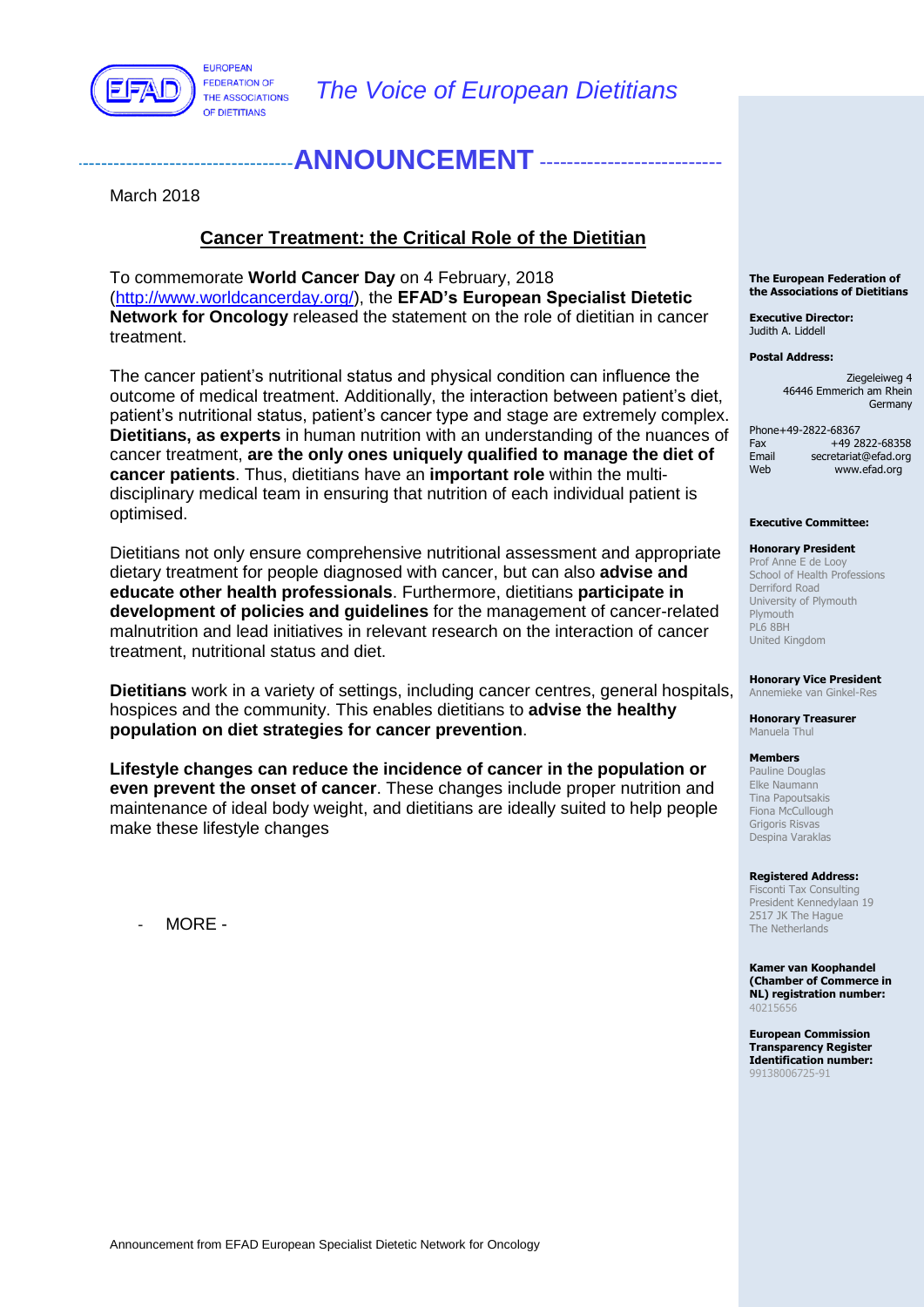EUROPEAN FEDERATION OF THE ASSOCIATIONS OF DIETITIANS

*The Voice of European Dietitians*

# ANNOUNCEMENT

March 2018

## Cancer Treatment: the Critical Role of the Dietitian

To commemorate **World Cancer Day** on 4 February, 2018 (http://www.worldcancerday.org/), the **EFAD's European Specialist Dietetic Network for Oncology** released the statement on the role of dietitian in cancer treatment.

The cancer patient's nutritional status and physical condition can influence the outcome of medical treatment. Additionally, the interaction between patient's diet, patient's nutritional status, patient's cancer type and stage are extremely complex. **Dietitians, as experts** in human nutrition with an understanding of the nuances of cancer treatment, **are the only ones uniquely qualified to manage the diet of cancer patients**. Thus, dietitians have an **important role** within the multi-disciplinary medical team in ensuring that nutrition of each individual patient is optimised.

Dietitians not only ensure comprehensive nutritional assessment and appropriate dietary treatment for people diagnosed with cancer, but can also **advise and educate other health professionals**. Furthermore, dietitians **participate in development of policies and guidelines** for the management of cancer-related malnutrition and lead initiatives in relevant research on the interaction of cancer treatment, nutritional status and diet.

**Dietitians** work in a variety of settings, including cancer centres, general hospitals, hospices and the community. This enables dietitians to **advise the healthy population on diet strategies for cancer prevention**.

**Lifestyle changes can reduce the incidence of cancer in the population or even prevent the onset of cancer**. These changes include proper nutrition and maintenance of ideal body weight, and dietitians are ideally suited to help people make these lifestyle changes

- MORE -

**The European Federation of the Associations of Dietitians**

**Executive Director:**
Judith A. Liddell

**Postal Address:**
Ziegeleiweg 4
46446 Emmerich am Rhein
Germany

Phone +49-2822-68367
Fax +49 2822-68358
Email secretariat@efad.org
Web www.efad.org

**Executive Committee:**

**Honorary President**
Prof Anne E de Looy
School of Health Professions
Derriford Road
University of Plymouth
Plymouth
PL6 8BH
United Kingdom

**Honorary Vice President**
Annemieke van Ginkel-Res

**Honorary Treasurer**
Manuela Thul

**Members**
Pauline Douglas
Elke Naumann
Tina Papoutsakis
Fiona McCullough
Grigoris Risvas
Despina Varaklas

**Registered Address:**
Fisconti Tax Consulting
President Kennedylaan 19
2517 JK The Hague
The Netherlands

**Kamer van Koophandel (Chamber of Commerce in NL) registration number:**
40215656

**European Commission Transparency Register Identification number:**
99138006725-91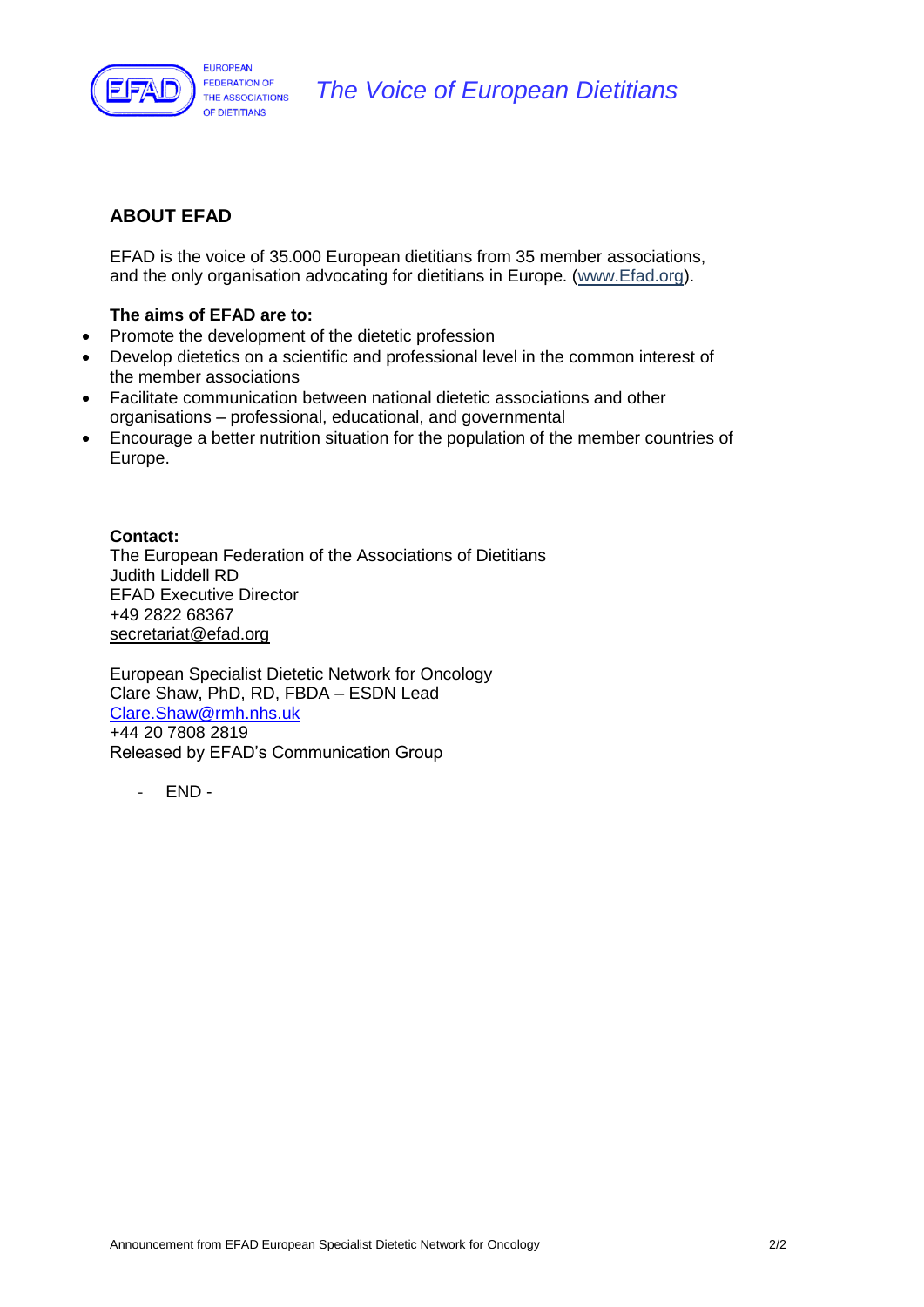## ABOUT EFAD

EFAD is the voice of 35.000 European dietitians from 35 member associations, and the only organisation advocating for dietitians in Europe. (www.Efad.org).

**The aims of EFAD are to:**

- Promote the development of the dietetic profession
- Develop dietetics on a scientific and professional level in the common interest of the member associations
- Facilitate communication between national dietetic associations and other organisations – professional, educational, and governmental
- Encourage a better nutrition situation for the population of the member countries of Europe.

**Contact:**
The European Federation of the Associations of Dietitians
Judith Liddell RD
EFAD Executive Director
+49 2822 68367
secretariat@efad.org

European Specialist Dietetic Network for Oncology
Clare Shaw, PhD, RD, FBDA – ESDN Lead
Clare.Shaw@rmh.nhs.uk
+44 20 7808 2819
Released by EFAD's Communication Group

- END -